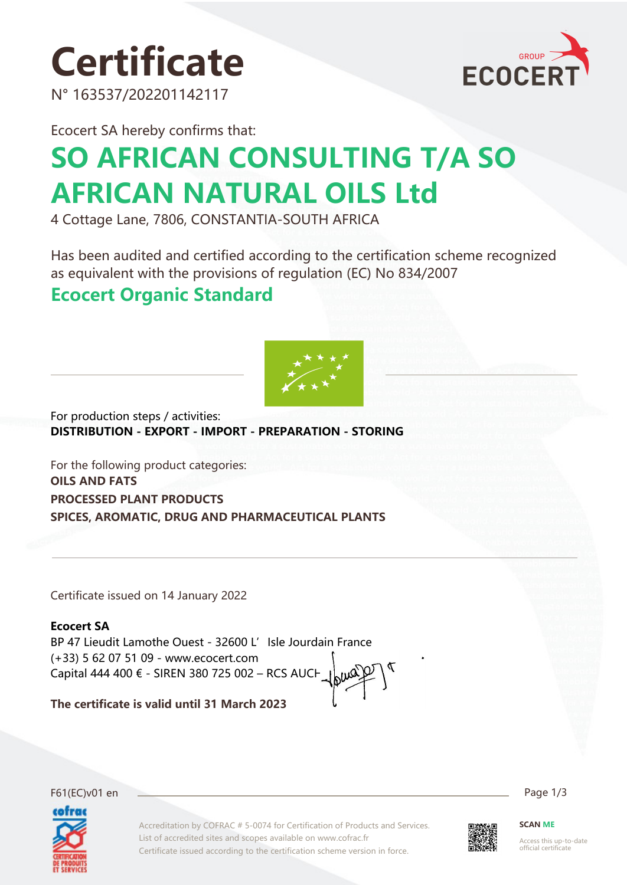# Certificate

N° 163537/202201142117

Ecocert SA hereby confirms that:

## SO AFRICAN CONSULTING T/A SO AFRICAN NATURAL OILS Ltd

4 Cottage Lane, 7806, CONSTANTIA-SOUTH AFRICA

Has been audited and certified according to the certification scheme recognized as equivalent with the provisions of regulation (EC) No 834/2007

## Ecocert Organic Standard

For production steps / activities:
**DISTRIBUTION - EXPORT - IMPORT - PREPARATION - STORING**

For the following product categories:
**OILS AND FATS**
**PROCESSED PLANT PRODUCTS**
**SPICES, AROMATIC, DRUG AND PHARMACEUTICAL PLANTS**

Certificate issued on 14 January 2022

**Ecocert SA**
BP 47 Lieudit Lamothe Ouest - 32600 L' Isle Jourdain France
(+33) 5 62 07 51 09 - www.ecocert.com
Capital 444 400 € - SIREN 380 725 002 – RCS AUCH

**The certificate is valid until 31 March 2023**

F61(EC)v01 en

Accreditation by COFRAC # 5-0074 for Certification of Products and Services.
List of accredited sites and scopes available on www.cofrac.fr
Certificate issued according to the certification scheme version in force.

SCAN ME
Access this up-to-date official certificate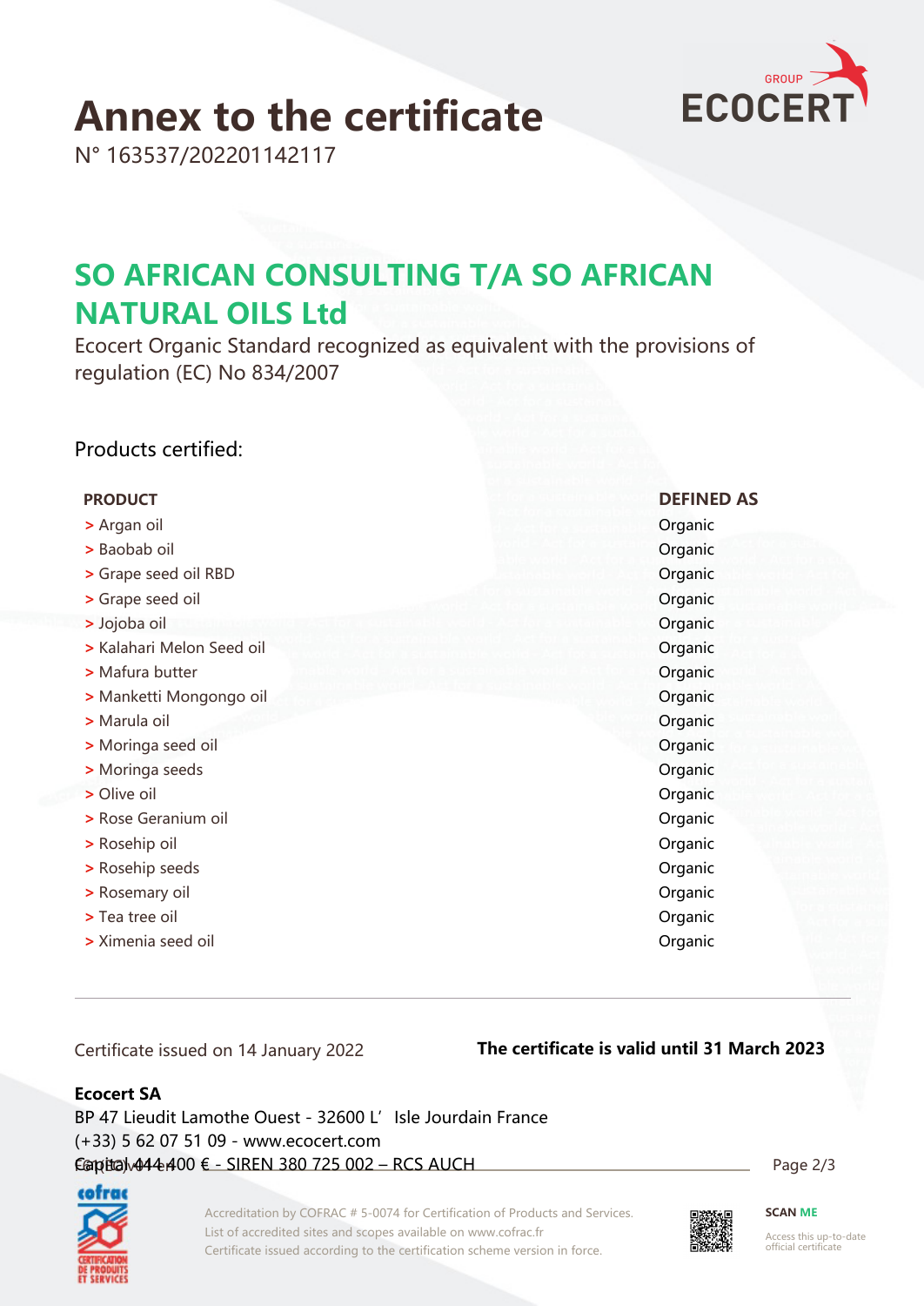# Annex to the certificate

N° 163537/202201142117

## SO AFRICAN CONSULTING T/A SO AFRICAN NATURAL OILS Ltd

Ecocert Organic Standard recognized as equivalent with the provisions of regulation (EC) No 834/2007

Products certified:

| PRODUCT | DEFINED AS |
|---|---|
| > Argan oil | Organic |
| > Baobab oil | Organic |
| > Grape seed oil RBD | Organic |
| > Grape seed oil | Organic |
| > Jojoba oil | Organic |
| > Kalahari Melon Seed oil | Organic |
| > Mafura butter | Organic |
| > Manketti Mongongo oil | Organic |
| > Marula oil | Organic |
| > Moringa seed oil | Organic |
| > Moringa seeds | Organic |
| > Olive oil | Organic |
| > Rose Geranium oil | Organic |
| > Rosehip oil | Organic |
| > Rosehip seeds | Organic |
| > Rosemary oil | Organic |
| > Tea tree oil | Organic |
| > Ximenia seed oil | Organic |

Certificate issued on 14 January 2022

**The certificate is valid until 31 March 2023**

**Ecocert SA**
BP 47 Lieudit Lamothe Ouest - 32600 L'Isle Jourdain France
(+33) 5 62 07 51 09 - www.ecocert.com
Capital 444 400 € - SIREN 380 725 002 – RCS AUCH

Accreditation by COFRAC # 5-0074 for Certification of Products and Services.
List of accredited sites and scopes available on www.cofrac.fr
Certificate issued according to the certification scheme version in force.

SCAN ME
Access this up-to-date official certificate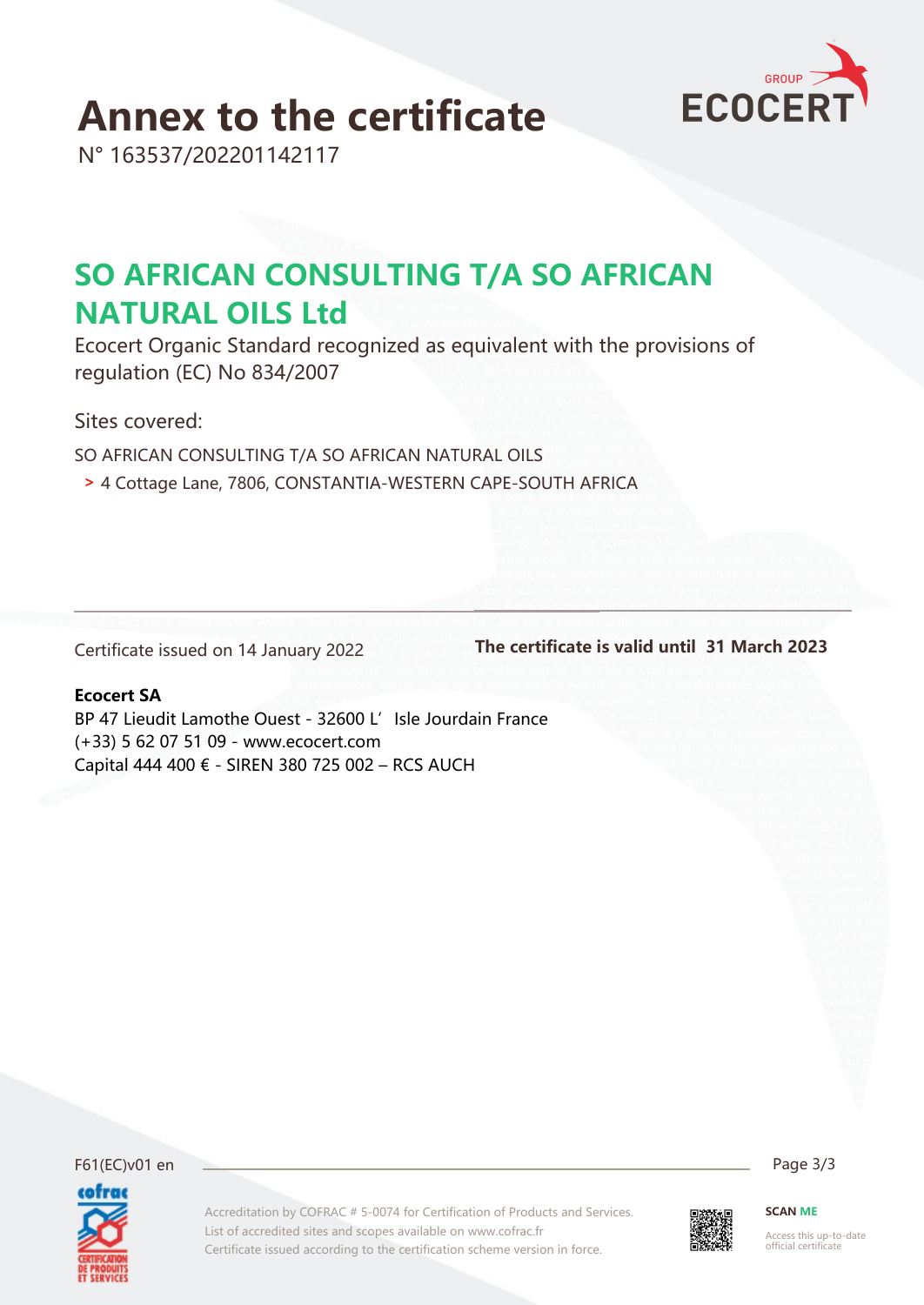# Annex to the certificate

N° 163537/202201142117

## SO AFRICAN CONSULTING T/A SO AFRICAN NATURAL OILS Ltd

Ecocert Organic Standard recognized as equivalent with the provisions of regulation (EC) No 834/2007

Sites covered:

SO AFRICAN CONSULTING T/A SO AFRICAN NATURAL OILS

> 4 Cottage Lane, 7806, CONSTANTIA-WESTERN CAPE-SOUTH AFRICA

Certificate issued on 14 January 2022

**The certificate is valid until 31 March 2023**

**Ecocert SA**
BP 47 Lieudit Lamothe Ouest - 32600 L'Isle Jourdain France
(+33) 5 62 07 51 09 - www.ecocert.com
Capital 444 400 € - SIREN 380 725 002 – RCS AUCH

F61(EC)v01 en

Accreditation by COFRAC # 5-0074 for Certification of Products and Services.
List of accredited sites and scopes available on www.cofrac.fr
Certificate issued according to the certification scheme version in force.

SCAN ME
Access this up-to-date official certificate